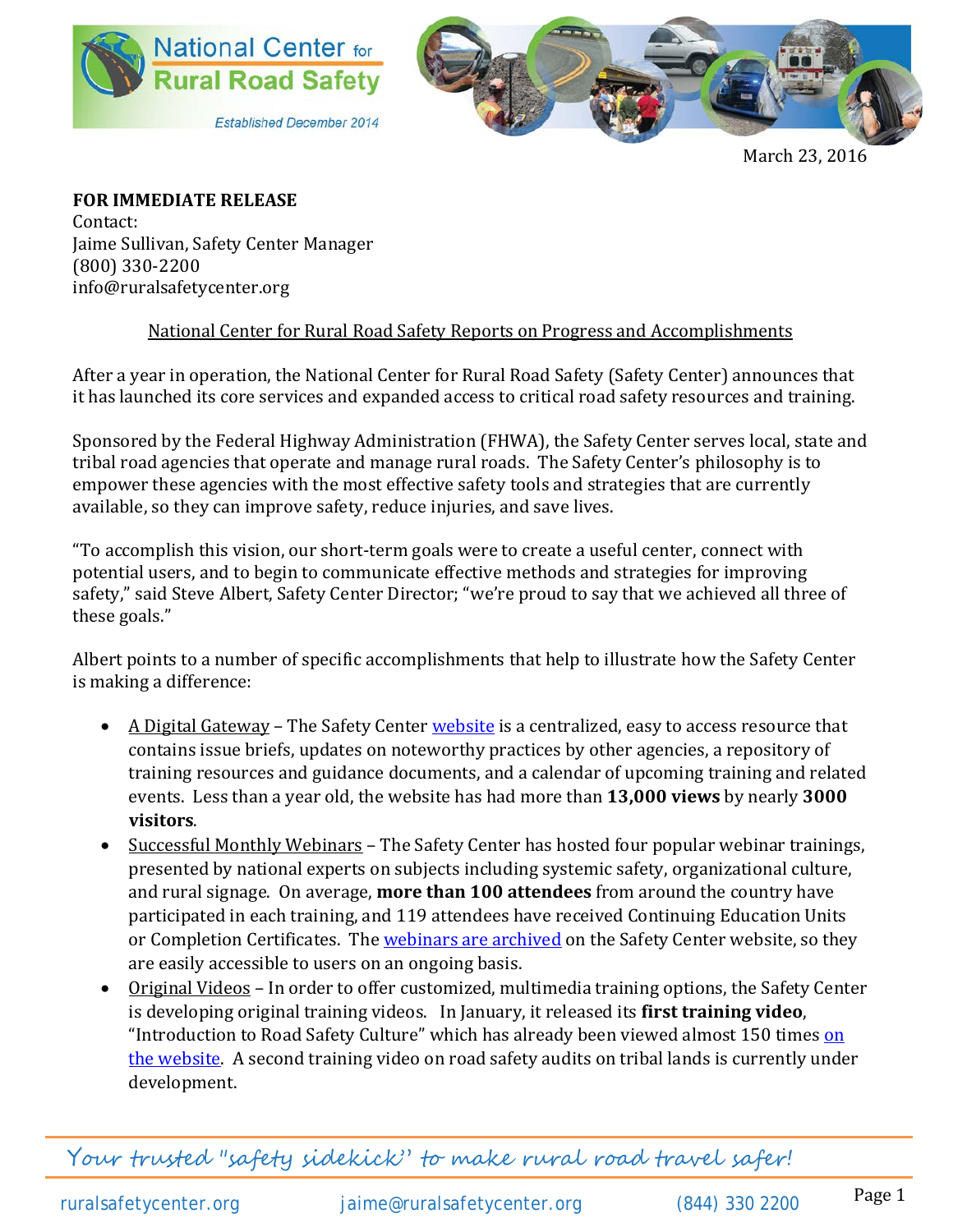March 23, 2016

**FOR IMMEDIATE RELEASE**
Contact:
Jaime Sullivan, Safety Center Manager
(800) 330-2200
info@ruralsafetycenter.org

## National Center for Rural Road Safety Reports on Progress and Accomplishments

After a year in operation, the National Center for Rural Road Safety (Safety Center) announces that it has launched its core services and expanded access to critical road safety resources and training.

Sponsored by the Federal Highway Administration (FHWA), the Safety Center serves local, state and tribal road agencies that operate and manage rural roads. The Safety Center's philosophy is to empower these agencies with the most effective safety tools and strategies that are currently available, so they can improve safety, reduce injuries, and save lives.

"To accomplish this vision, our short-term goals were to create a useful center, connect with potential users, and to begin to communicate effective methods and strategies for improving safety," said Steve Albert, Safety Center Director; "we're proud to say that we achieved all three of these goals."

Albert points to a number of specific accomplishments that help to illustrate how the Safety Center is making a difference:

- A Digital Gateway – The Safety Center website is a centralized, easy to access resource that contains issue briefs, updates on noteworthy practices by other agencies, a repository of training resources and guidance documents, and a calendar of upcoming training and related events. Less than a year old, the website has had more than **13,000 views** by nearly **3000 visitors**.
- Successful Monthly Webinars – The Safety Center has hosted four popular webinar trainings, presented by national experts on subjects including systemic safety, organizational culture, and rural signage. On average, **more than 100 attendees** from around the country have participated in each training, and 119 attendees have received Continuing Education Units or Completion Certificates. The webinars are archived on the Safety Center website, so they are easily accessible to users on an ongoing basis.
- Original Videos – In order to offer customized, multimedia training options, the Safety Center is developing original training videos. In January, it released its **first training video**, "Introduction to Road Safety Culture" which has already been viewed almost 150 times on the website. A second training video on road safety audits on tribal lands is currently under development.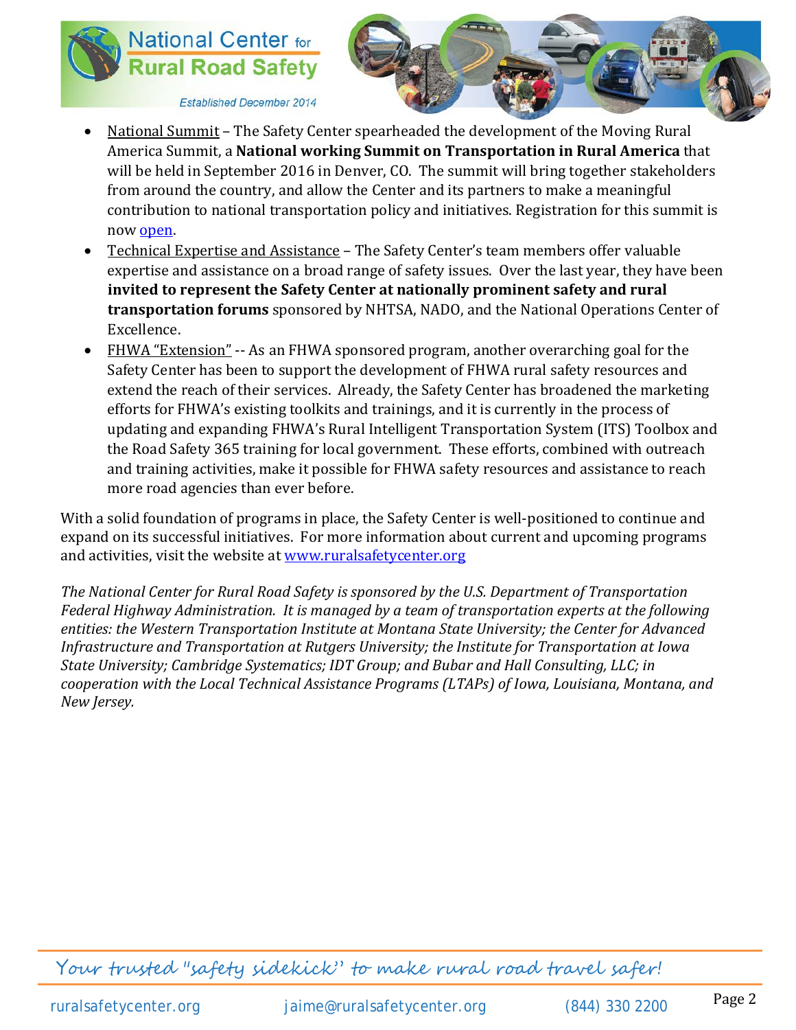- National Summit – The Safety Center spearheaded the development of the Moving Rural America Summit, a **National working Summit on Transportation in Rural America** that will be held in September 2016 in Denver, CO. The summit will bring together stakeholders from around the country, and allow the Center and its partners to make a meaningful contribution to national transportation policy and initiatives. Registration for this summit is now open.
- Technical Expertise and Assistance – The Safety Center's team members offer valuable expertise and assistance on a broad range of safety issues. Over the last year, they have been **invited to represent the Safety Center at nationally prominent safety and rural transportation forums** sponsored by NHTSA, NADO, and the National Operations Center of Excellence.
- FHWA "Extension" -- As an FHWA sponsored program, another overarching goal for the Safety Center has been to support the development of FHWA rural safety resources and extend the reach of their services. Already, the Safety Center has broadened the marketing efforts for FHWA's existing toolkits and trainings, and it is currently in the process of updating and expanding FHWA's Rural Intelligent Transportation System (ITS) Toolbox and the Road Safety 365 training for local government. These efforts, combined with outreach and training activities, make it possible for FHWA safety resources and assistance to reach more road agencies than ever before.

With a solid foundation of programs in place, the Safety Center is well-positioned to continue and expand on its successful initiatives. For more information about current and upcoming programs and activities, visit the website at www.ruralsafetycenter.org

*The National Center for Rural Road Safety is sponsored by the U.S. Department of Transportation Federal Highway Administration. It is managed by a team of transportation experts at the following entities: the Western Transportation Institute at Montana State University; the Center for Advanced Infrastructure and Transportation at Rutgers University; the Institute for Transportation at Iowa State University; Cambridge Systematics; IDT Group; and Bubar and Hall Consulting, LLC; in cooperation with the Local Technical Assistance Programs (LTAPs) of Iowa, Louisiana, Montana, and New Jersey.*